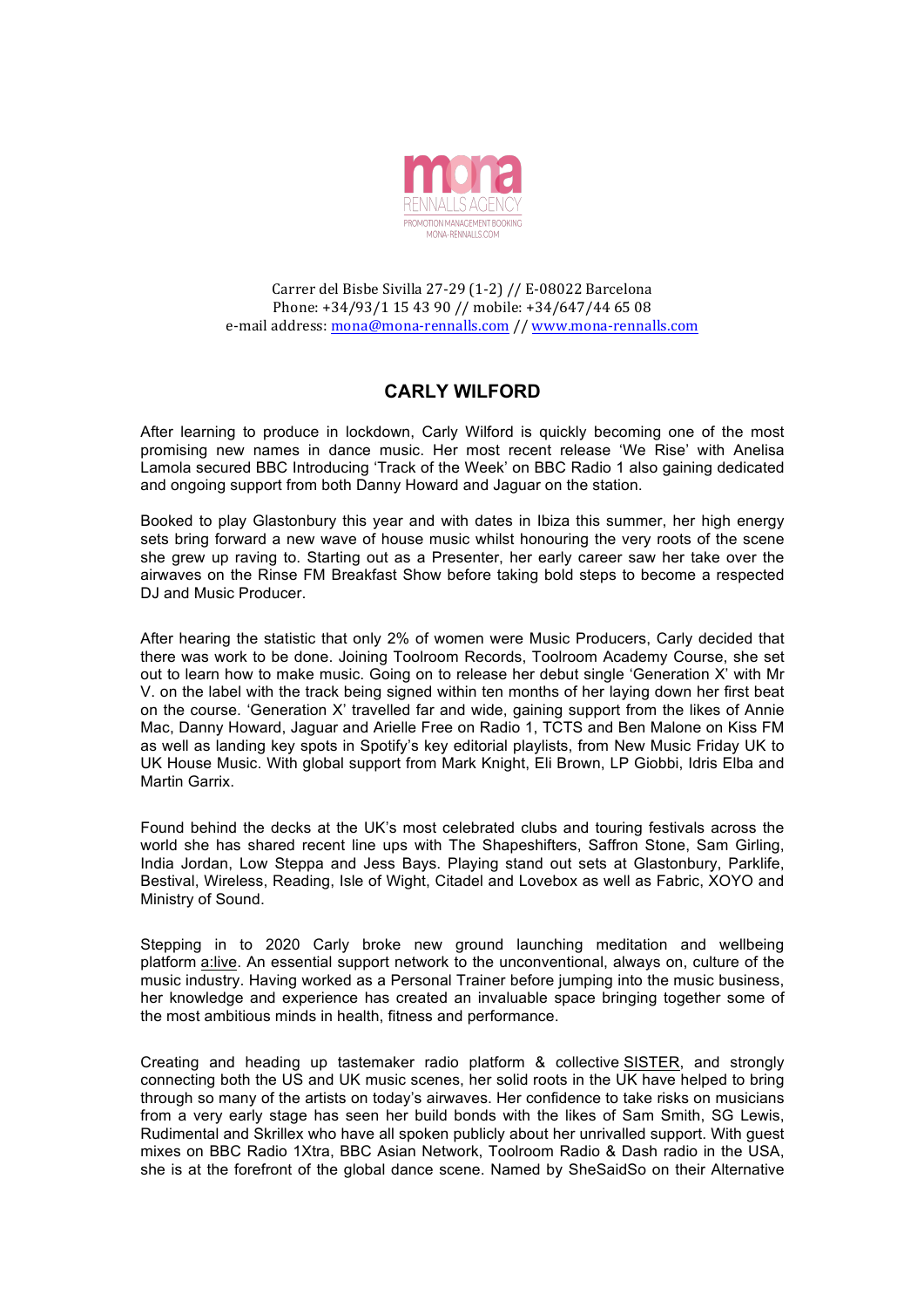mona
RENNALLS AGENCY
PROMOTION MANAGEMENT BOOKING
MONA-RENNALLS.COM

Carrer del Bisbe Sivilla 27-29 (1-2) // E-08022 Barcelona
Phone: +34/93/1 15 43 90 // mobile: +34/647/44 65 08
e-mail address: mona@mona-rennalls.com // www.mona-rennalls.com

## CARLY WILFORD

After learning to produce in lockdown, Carly Wilford is quickly becoming one of the most promising new names in dance music. Her most recent release 'We Rise' with Anelisa Lamola secured BBC Introducing 'Track of the Week' on BBC Radio 1 also gaining dedicated and ongoing support from both Danny Howard and Jaguar on the station.

Booked to play Glastonbury this year and with dates in Ibiza this summer, her high energy sets bring forward a new wave of house music whilst honouring the very roots of the scene she grew up raving to. Starting out as a Presenter, her early career saw her take over the airwaves on the Rinse FM Breakfast Show before taking bold steps to become a respected DJ and Music Producer.

After hearing the statistic that only 2% of women were Music Producers, Carly decided that there was work to be done. Joining Toolroom Records, Toolroom Academy Course, she set out to learn how to make music. Going on to release her debut single 'Generation X' with Mr V. on the label with the track being signed within ten months of her laying down her first beat on the course. 'Generation X' travelled far and wide, gaining support from the likes of Annie Mac, Danny Howard, Jaguar and Arielle Free on Radio 1, TCTS and Ben Malone on Kiss FM as well as landing key spots in Spotify's key editorial playlists, from New Music Friday UK to UK House Music. With global support from Mark Knight, Eli Brown, LP Giobbi, Idris Elba and Martin Garrix.

Found behind the decks at the UK's most celebrated clubs and touring festivals across the world she has shared recent line ups with The Shapeshifters, Saffron Stone, Sam Girling, India Jordan, Low Steppa and Jess Bays. Playing stand out sets at Glastonbury, Parklife, Bestival, Wireless, Reading, Isle of Wight, Citadel and Lovebox as well as Fabric, XOYO and Ministry of Sound.

Stepping in to 2020 Carly broke new ground launching meditation and wellbeing platform a:live. An essential support network to the unconventional, always on, culture of the music industry. Having worked as a Personal Trainer before jumping into the music business, her knowledge and experience has created an invaluable space bringing together some of the most ambitious minds in health, fitness and performance.

Creating and heading up tastemaker radio platform & collective SISTER, and strongly connecting both the US and UK music scenes, her solid roots in the UK have helped to bring through so many of the artists on today's airwaves. Her confidence to take risks on musicians from a very early stage has seen her build bonds with the likes of Sam Smith, SG Lewis, Rudimental and Skrillex who have all spoken publicly about her unrivalled support. With guest mixes on BBC Radio 1Xtra, BBC Asian Network, Toolroom Radio & Dash radio in the USA, she is at the forefront of the global dance scene. Named by SheSaidSo on their Alternative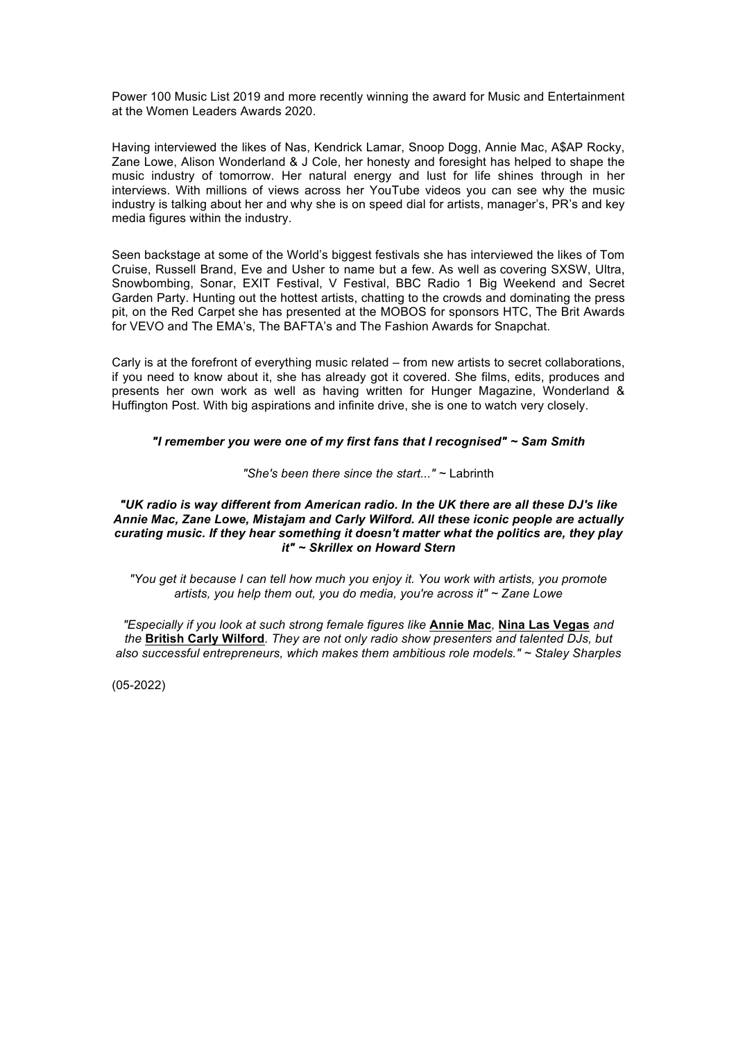Power 100 Music List 2019 and more recently winning the award for Music and Entertainment at the Women Leaders Awards 2020.

Having interviewed the likes of Nas, Kendrick Lamar, Snoop Dogg, Annie Mac, A$AP Rocky, Zane Lowe, Alison Wonderland & J Cole, her honesty and foresight has helped to shape the music industry of tomorrow. Her natural energy and lust for life shines through in her interviews. With millions of views across her YouTube videos you can see why the music industry is talking about her and why she is on speed dial for artists, manager's, PR's and key media figures within the industry.

Seen backstage at some of the World's biggest festivals she has interviewed the likes of Tom Cruise, Russell Brand, Eve and Usher to name but a few. As well as covering SXSW, Ultra, Snowbombing, Sonar, EXIT Festival, V Festival, BBC Radio 1 Big Weekend and Secret Garden Party. Hunting out the hottest artists, chatting to the crowds and dominating the press pit, on the Red Carpet she has presented at the MOBOS for sponsors HTC, The Brit Awards for VEVO and The EMA's, The BAFTA's and The Fashion Awards for Snapchat.

Carly is at the forefront of everything music related – from new artists to secret collaborations, if you need to know about it, she has already got it covered. She films, edits, produces and presents her own work as well as having written for Hunger Magazine, Wonderland & Huffington Post. With big aspirations and infinite drive, she is one to watch very closely.

***"I remember you were one of my first fans that I recognised" ~ Sam Smith***

*"She's been there since the start..."* ~ Labrinth

***"UK radio is way different from American radio. In the UK there are all these DJ's like Annie Mac, Zane Lowe, Mistajam and Carly Wilford. All these iconic people are actually curating music. If they hear something it doesn't matter what the politics are, they play it" ~ Skrillex on Howard Stern***

*"You get it because I can tell how much you enjoy it. You work with artists, you promote artists, you help them out, you do media, you're across it" ~ Zane Lowe*

*"Especially if you look at such strong female figures like* **Annie Mac***,* **Nina Las Vegas** *and the* **British Carly Wilford***. They are not only radio show presenters and talented DJs, but also successful entrepreneurs, which makes them ambitious role models." ~ Staley Sharples*

(05-2022)